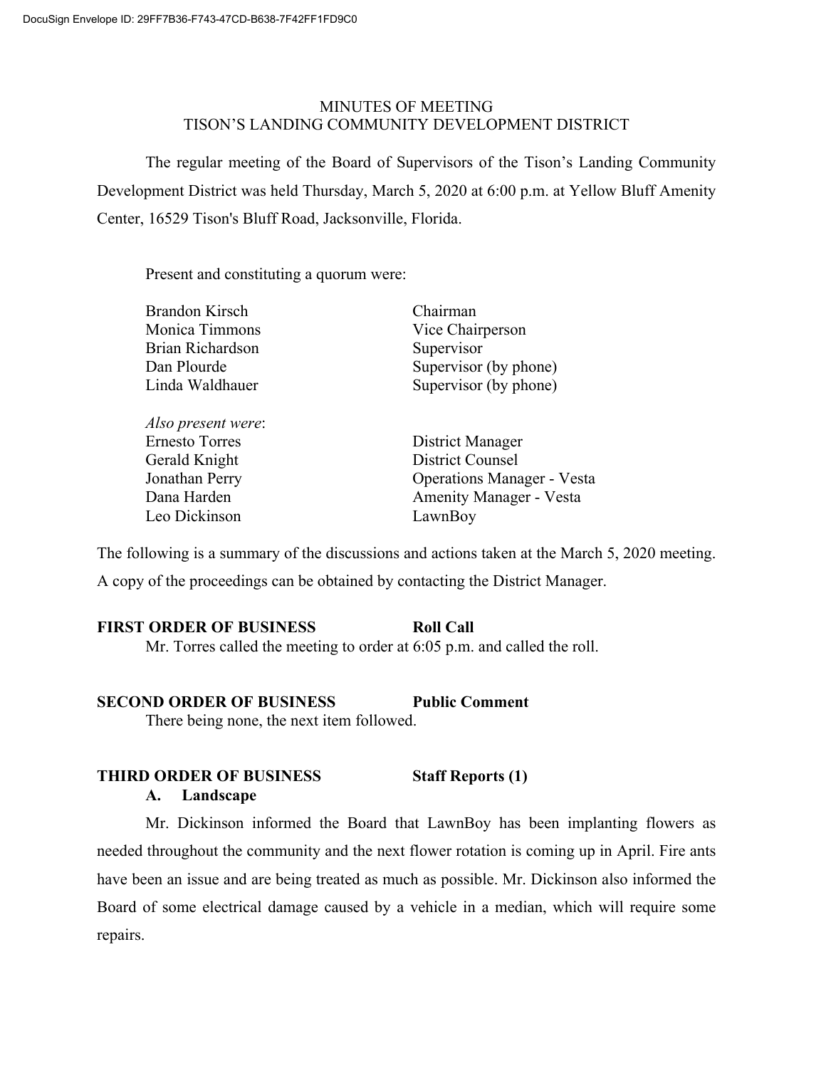# MINUTES OF MEETING
# TISON'S LANDING COMMUNITY DEVELOPMENT DISTRICT

The regular meeting of the Board of Supervisors of the Tison's Landing Community Development District was held Thursday, March 5, 2020 at 6:00 p.m. at Yellow Bluff Amenity Center, 16529 Tison's Bluff Road, Jacksonville, Florida.

Present and constituting a quorum were:

| | |
|---|---|
| Brandon Kirsch | Chairman |
| Monica Timmons | Vice Chairperson |
| Brian Richardson | Supervisor |
| Dan Plourde | Supervisor (by phone) |
| Linda Waldhauer | Supervisor (by phone) |

*Also present were*:

| | |
|---|---|
| Ernesto Torres | District Manager |
| Gerald Knight | District Counsel |
| Jonathan Perry | Operations Manager - Vesta |
| Dana Harden | Amenity Manager - Vesta |
| Leo Dickinson | LawnBoy |

The following is a summary of the discussions and actions taken at the March 5, 2020 meeting. A copy of the proceedings can be obtained by contacting the District Manager.

**FIRST ORDER OF BUSINESS — Roll Call**

Mr. Torres called the meeting to order at 6:05 p.m. and called the roll.

**SECOND ORDER OF BUSINESS — Public Comment**

There being none, the next item followed.

**THIRD ORDER OF BUSINESS — Staff Reports (1)**

**A. Landscape**

Mr. Dickinson informed the Board that LawnBoy has been implanting flowers as needed throughout the community and the next flower rotation is coming up in April. Fire ants have been an issue and are being treated as much as possible. Mr. Dickinson also informed the Board of some electrical damage caused by a vehicle in a median, which will require some repairs.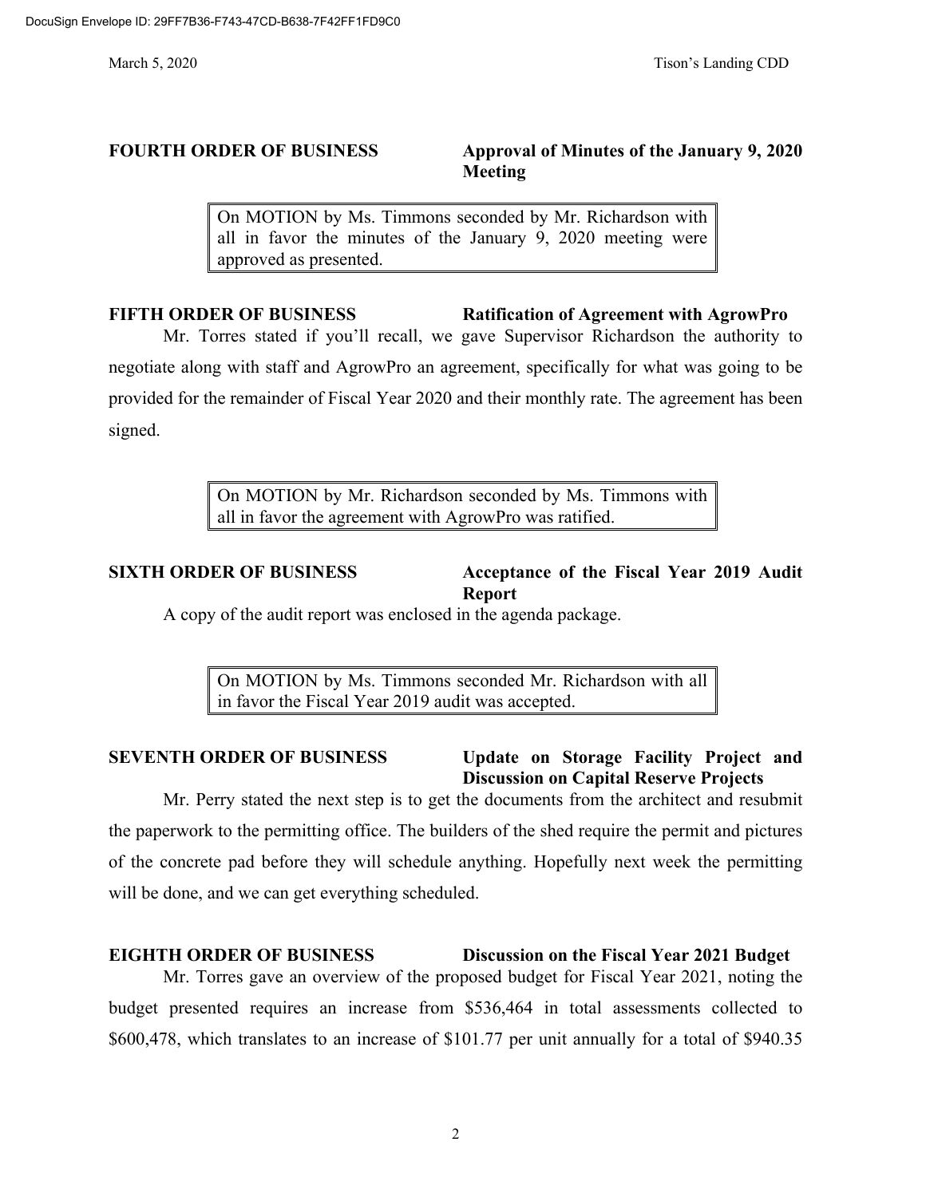**FOURTH ORDER OF BUSINESS** **Approval of Minutes of the January 9, 2020 Meeting**

> On MOTION by Ms. Timmons seconded by Mr. Richardson with all in favor the minutes of the January 9, 2020 meeting were approved as presented.

**FIFTH ORDER OF BUSINESS** **Ratification of Agreement with AgrowPro**

Mr. Torres stated if you'll recall, we gave Supervisor Richardson the authority to negotiate along with staff and AgrowPro an agreement, specifically for what was going to be provided for the remainder of Fiscal Year 2020 and their monthly rate. The agreement has been signed.

> On MOTION by Mr. Richardson seconded by Ms. Timmons with all in favor the agreement with AgrowPro was ratified.

**SIXTH ORDER OF BUSINESS** **Acceptance of the Fiscal Year 2019 Audit Report**

A copy of the audit report was enclosed in the agenda package.

> On MOTION by Ms. Timmons seconded Mr. Richardson with all in favor the Fiscal Year 2019 audit was accepted.

**SEVENTH ORDER OF BUSINESS** **Update on Storage Facility Project and Discussion on Capital Reserve Projects**

Mr. Perry stated the next step is to get the documents from the architect and resubmit the paperwork to the permitting office. The builders of the shed require the permit and pictures of the concrete pad before they will schedule anything. Hopefully next week the permitting will be done, and we can get everything scheduled.

**EIGHTH ORDER OF BUSINESS** **Discussion on the Fiscal Year 2021 Budget**

Mr. Torres gave an overview of the proposed budget for Fiscal Year 2021, noting the budget presented requires an increase from $536,464 in total assessments collected to $600,478, which translates to an increase of $101.77 per unit annually for a total of $940.35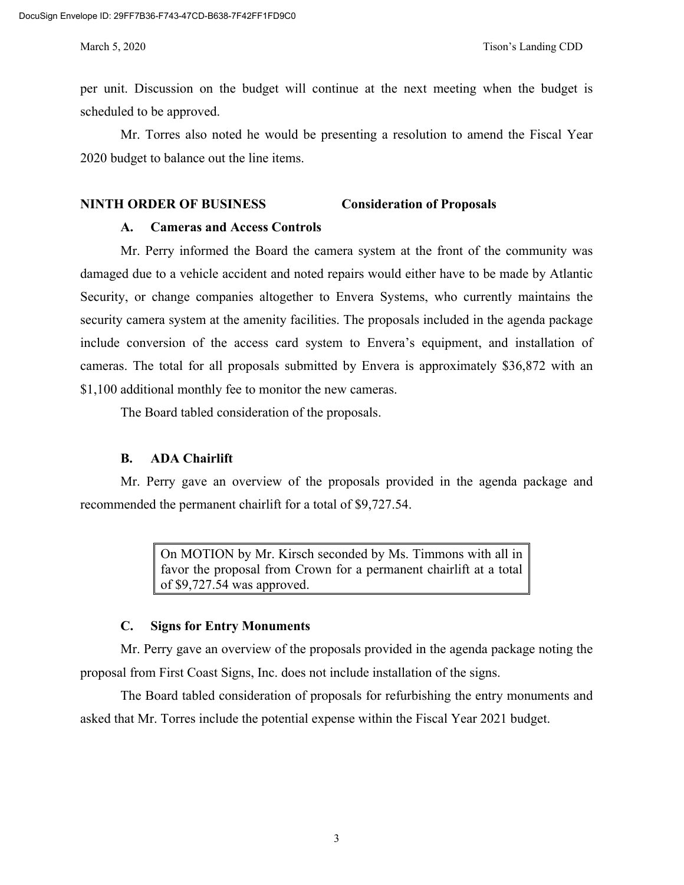per unit. Discussion on the budget will continue at the next meeting when the budget is scheduled to be approved.

Mr. Torres also noted he would be presenting a resolution to amend the Fiscal Year 2020 budget to balance out the line items.

## NINTH ORDER OF BUSINESS — Consideration of Proposals

### A. Cameras and Access Controls

Mr. Perry informed the Board the camera system at the front of the community was damaged due to a vehicle accident and noted repairs would either have to be made by Atlantic Security, or change companies altogether to Envera Systems, who currently maintains the security camera system at the amenity facilities. The proposals included in the agenda package include conversion of the access card system to Envera's equipment, and installation of cameras. The total for all proposals submitted by Envera is approximately $36,872 with an $1,100 additional monthly fee to monitor the new cameras.

The Board tabled consideration of the proposals.

### B. ADA Chairlift

Mr. Perry gave an overview of the proposals provided in the agenda package and recommended the permanent chairlift for a total of $9,727.54.

> On MOTION by Mr. Kirsch seconded by Ms. Timmons with all in favor the proposal from Crown for a permanent chairlift at a total of $9,727.54 was approved.

### C. Signs for Entry Monuments

Mr. Perry gave an overview of the proposals provided in the agenda package noting the proposal from First Coast Signs, Inc. does not include installation of the signs.

The Board tabled consideration of proposals for refurbishing the entry monuments and asked that Mr. Torres include the potential expense within the Fiscal Year 2021 budget.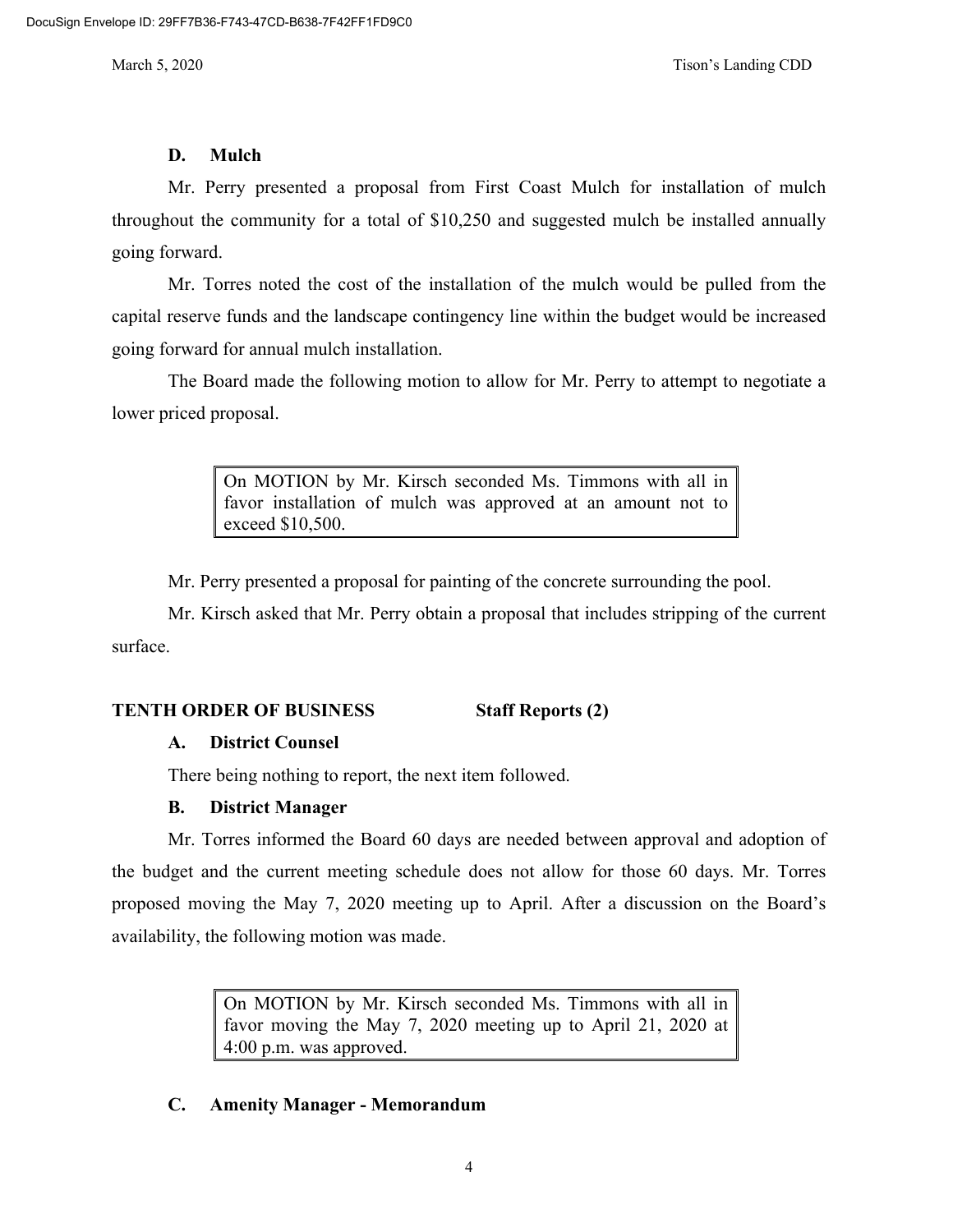### D. Mulch

Mr. Perry presented a proposal from First Coast Mulch for installation of mulch throughout the community for a total of $10,250 and suggested mulch be installed annually going forward.

Mr. Torres noted the cost of the installation of the mulch would be pulled from the capital reserve funds and the landscape contingency line within the budget would be increased going forward for annual mulch installation.

The Board made the following motion to allow for Mr. Perry to attempt to negotiate a lower priced proposal.

> On MOTION by Mr. Kirsch seconded Ms. Timmons with all in favor installation of mulch was approved at an amount not to exceed $10,500.

Mr. Perry presented a proposal for painting of the concrete surrounding the pool.

Mr. Kirsch asked that Mr. Perry obtain a proposal that includes stripping of the current surface.

## TENTH ORDER OF BUSINESS Staff Reports (2)

### A. District Counsel

There being nothing to report, the next item followed.

### B. District Manager

Mr. Torres informed the Board 60 days are needed between approval and adoption of the budget and the current meeting schedule does not allow for those 60 days. Mr. Torres proposed moving the May 7, 2020 meeting up to April. After a discussion on the Board's availability, the following motion was made.

> On MOTION by Mr. Kirsch seconded Ms. Timmons with all in favor moving the May 7, 2020 meeting up to April 21, 2020 at 4:00 p.m. was approved.

### C. Amenity Manager - Memorandum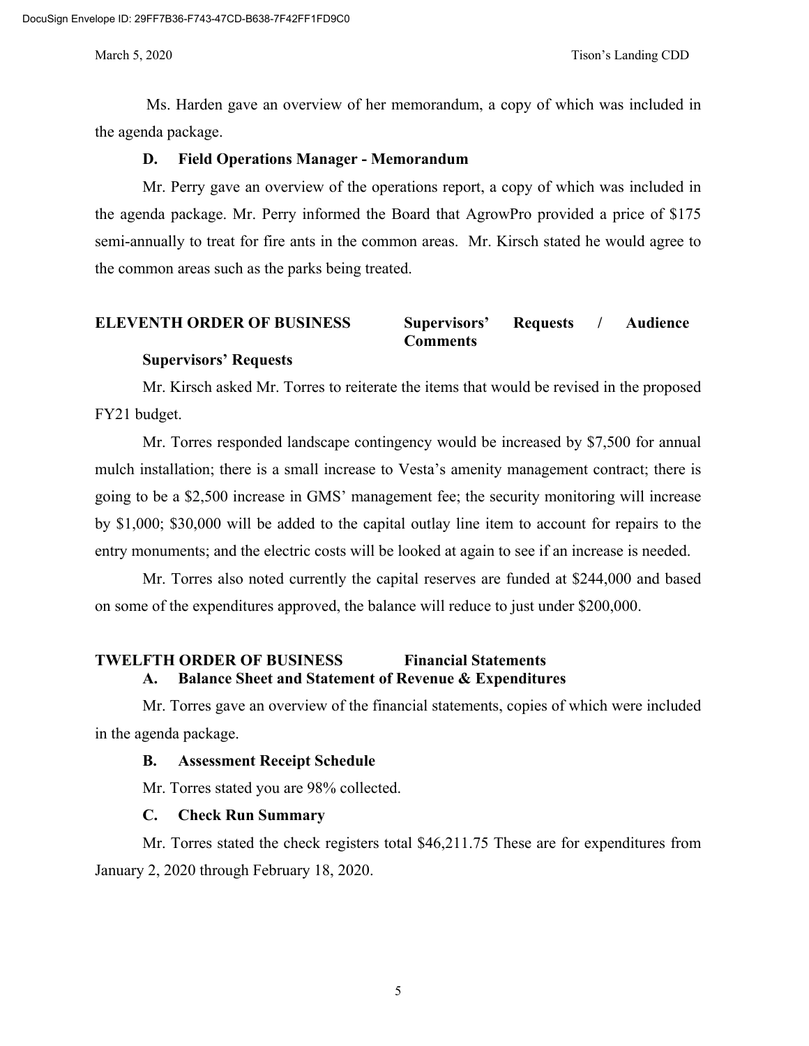Ms. Harden gave an overview of her memorandum, a copy of which was included in the agenda package.

**D. Field Operations Manager - Memorandum**

Mr. Perry gave an overview of the operations report, a copy of which was included in the agenda package. Mr. Perry informed the Board that AgrowPro provided a price of $175 semi-annually to treat for fire ants in the common areas. Mr. Kirsch stated he would agree to the common areas such as the parks being treated.

**ELEVENTH ORDER OF BUSINESS Supervisors' Requests / Audience Comments**

**Supervisors' Requests**

Mr. Kirsch asked Mr. Torres to reiterate the items that would be revised in the proposed FY21 budget.

Mr. Torres responded landscape contingency would be increased by $7,500 for annual mulch installation; there is a small increase to Vesta's amenity management contract; there is going to be a $2,500 increase in GMS' management fee; the security monitoring will increase by $1,000; $30,000 will be added to the capital outlay line item to account for repairs to the entry monuments; and the electric costs will be looked at again to see if an increase is needed.

Mr. Torres also noted currently the capital reserves are funded at $244,000 and based on some of the expenditures approved, the balance will reduce to just under $200,000.

**TWELFTH ORDER OF BUSINESS Financial Statements**

**A. Balance Sheet and Statement of Revenue & Expenditures**

Mr. Torres gave an overview of the financial statements, copies of which were included in the agenda package.

**B. Assessment Receipt Schedule**

Mr. Torres stated you are 98% collected.

**C. Check Run Summary**

Mr. Torres stated the check registers total $46,211.75 These are for expenditures from January 2, 2020 through February 18, 2020.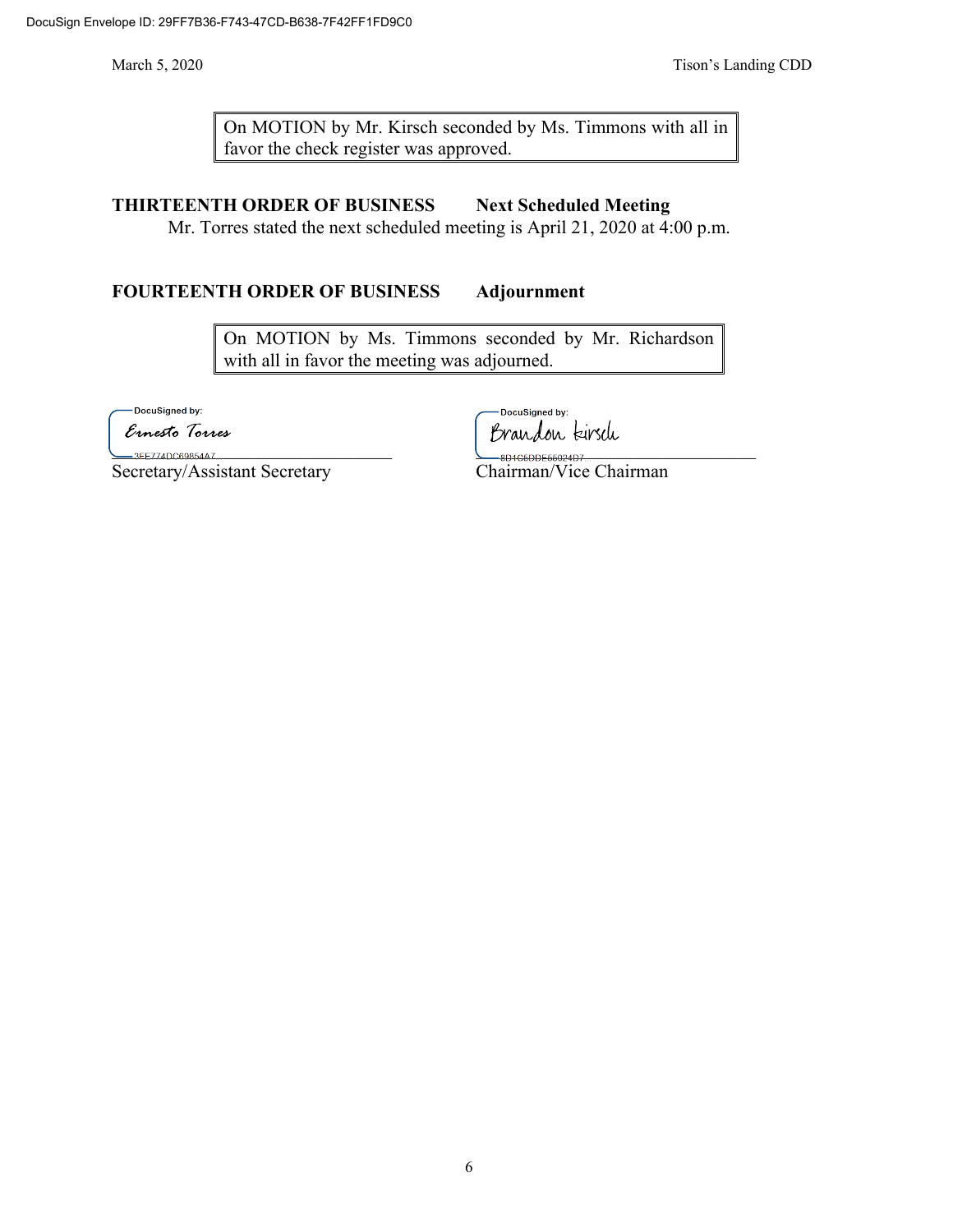On MOTION by Mr. Kirsch seconded by Ms. Timmons with all in favor the check register was approved.

**THIRTEENTH ORDER OF BUSINESS Next Scheduled Meeting**

Mr. Torres stated the next scheduled meeting is April 21, 2020 at 4:00 p.m.

**FOURTEENTH ORDER OF BUSINESS Adjournment**

On MOTION by Ms. Timmons seconded by Mr. Richardson with all in favor the meeting was adjourned.

DocuSigned by:
Ernesto Torres
3EE774DC69854A7...

Secretary/Assistant Secretary

DocuSigned by:
Brandon Kirsch
8D1C5DDE55024D7...

Chairman/Vice Chairman